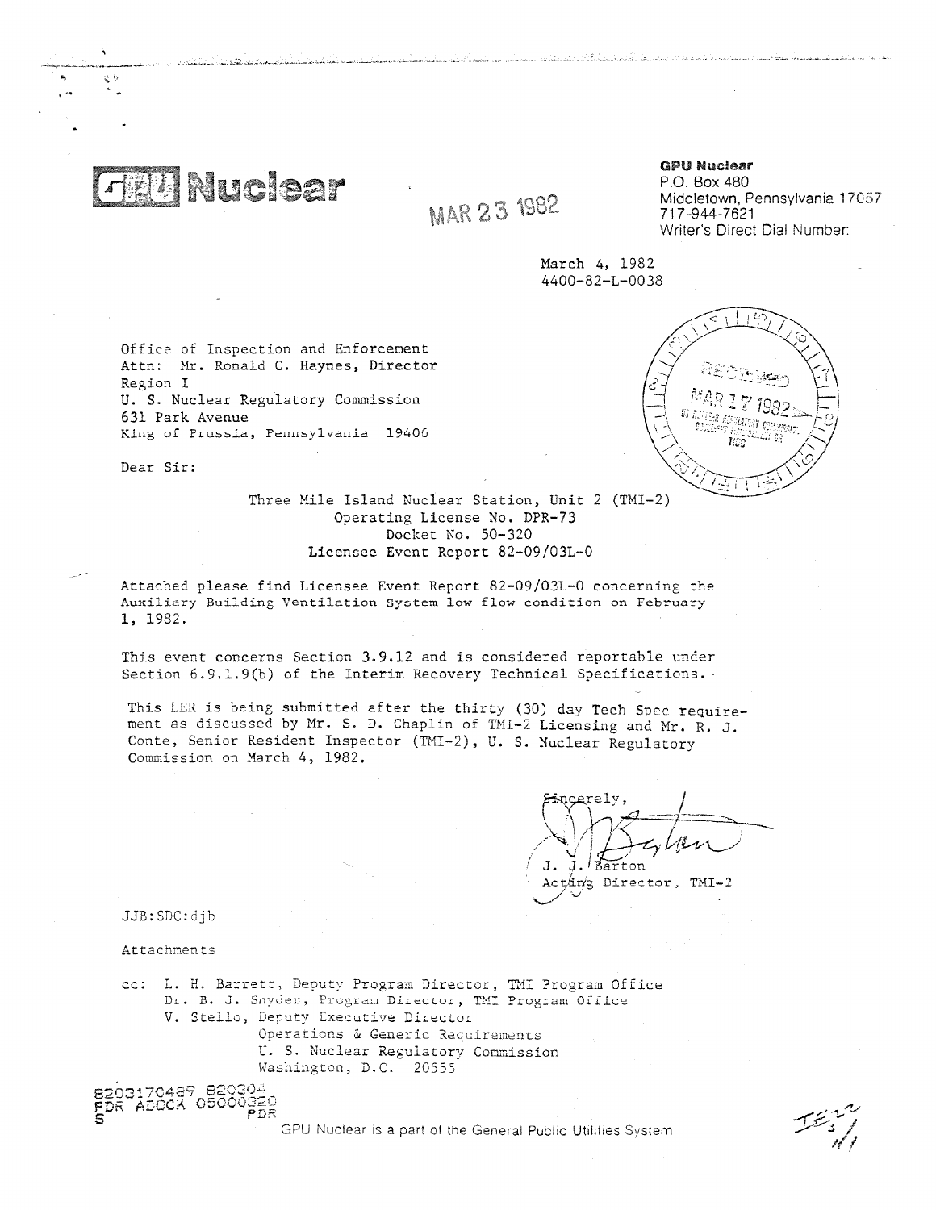**GPU Nuclear**

MAR 23 1982

**GPU Nuclear**
P.O. Box 480
Middletown, Pennsylvania 17057
717-944-7621
Writer's Direct Dial Number:

March 4, 1982
4400-82-L-0038

RECEIVED
MAR 17 1982

Office of Inspection and Enforcement
Attn: Mr. Ronald C. Haynes, Director
Region I
U. S. Nuclear Regulatory Commission
631 Park Avenue
King of Prussia, Pennsylvania 19406

Dear Sir:

Three Mile Island Nuclear Station, Unit 2 (TMI-2)
Operating License No. DPR-73
Docket No. 50-320
Licensee Event Report 82-09/03L-0

Attached please find Licensee Event Report 82-09/03L-0 concerning the Auxiliary Building Ventilation System low flow condition on February 1, 1982.

This event concerns Section 3.9.12 and is considered reportable under Section 6.9.1.9(b) of the Interim Recovery Technical Specifications.

This LER is being submitted after the thirty (30) day Tech Spec requirement as discussed by Mr. S. D. Chaplin of TMI-2 Licensing and Mr. R. J. Conte, Senior Resident Inspector (TMI-2), U. S. Nuclear Regulatory Commission on March 4, 1982.

Sincerely,

J. J. Barton
Acting Director, TMI-2

JJB:SDC:djb

Attachments

cc: L. H. Barrett, Deputy Program Director, TMI Program Office
Dr. B. J. Snyder, Program Director, TMI Program Office
V. Stello, Deputy Executive Director
Operations & Generic Requirements
U. S. Nuclear Regulatory Commission
Washington, D.C. 20555

8203170489 820304
PDR ADOCK 05000320
S PDR

GPU Nuclear is a part of the General Public Utilities System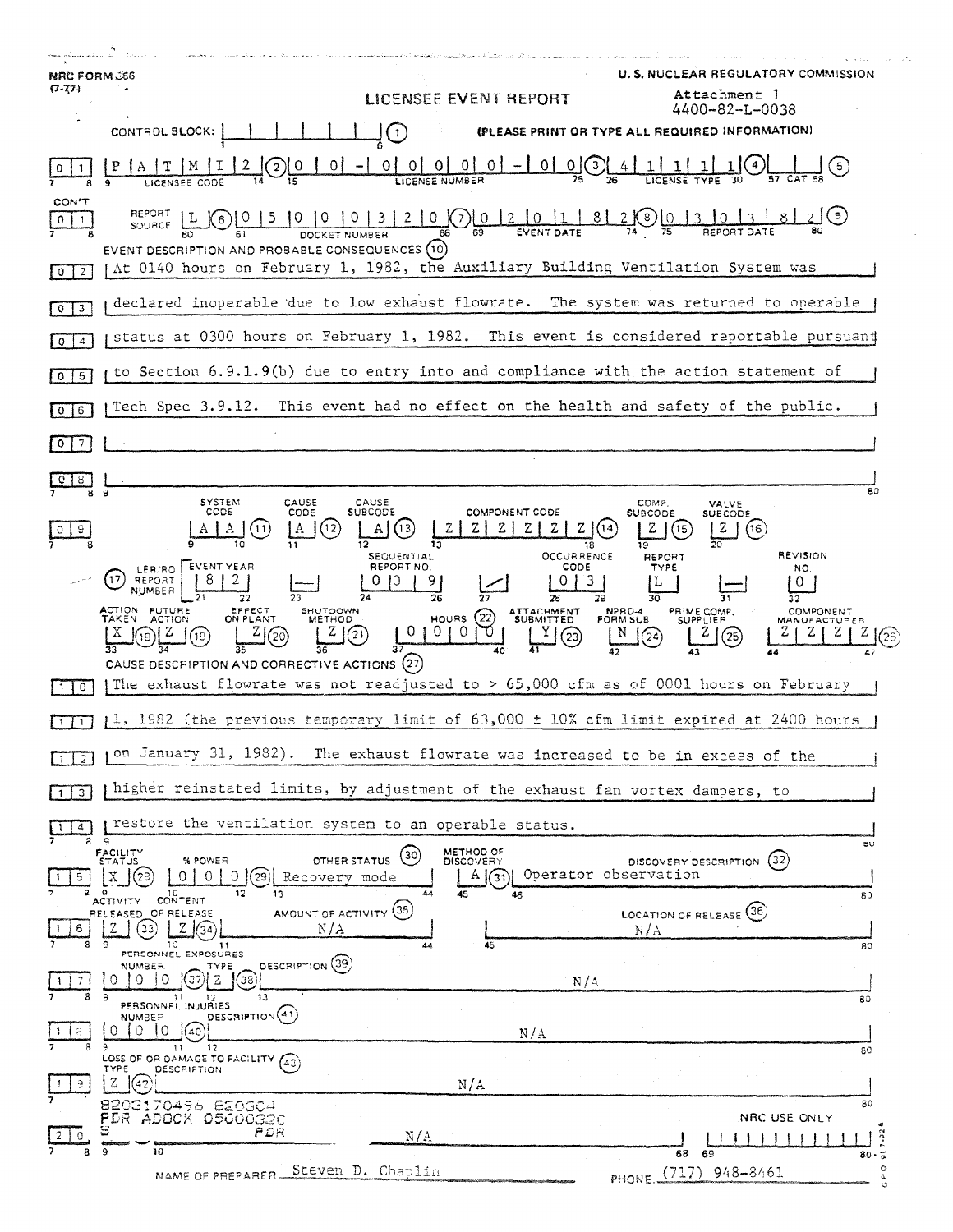NRC FORM 366
(7-77)

U. S. NUCLEAR REGULATORY COMMISSION

# LICENSEE EVENT REPORT

Attachment 1
4400-82-L-0038

CONTROL BLOCK: [ | | | | | | ] (1) (PLEASE PRINT OR TYPE ALL REQUIRED INFORMATION)

| Line | Field | Entry |
|---|---|---|
| 0 1 | Licensee Code (2) | P A T M I 2 |
| | License Number (3) | 0 0 - 0 0 0 0 0 - 0 0 |
| | License Type (4) | 4 1 1 1 1 |
| | CAT (5) | |
| CON'T 0 1 | Report Source (6) | L |
| | Docket Number (7) | 0 5 0 0 0 3 2 0 |
| | Event Date (8) | 0 2 0 1 8 2 |
| | Report Date (9) | 0 3 0 3 8 2 |

**EVENT DESCRIPTION AND PROBABLE CONSEQUENCES (10)**

| Line | Text |
|---|---|
| 0 2 | At 0140 hours on February 1, 1982, the Auxiliary Building Ventilation System was |
| 0 3 | declared inoperable due to low exhaust flowrate. The system was returned to operable |
| 0 4 | status at 0300 hours on February 1, 1982. This event is considered reportable pursuant |
| 0 5 | to Section 6.9.1.9(b) due to entry into and compliance with the action statement of |
| 0 6 | Tech Spec 3.9.12. This event had no effect on the health and safety of the public. |
| 0 7 | |
| 0 8 | |

| Line | System Code (11) | Cause Code (12) | Cause Subcode (13) | Component Code (14) | Comp. Subcode (15) | Valve Subcode (16) |
|---|---|---|---|---|---|---|
| 0 9 | A A | A | A | Z Z Z Z Z Z | Z | Z |

| (17) LER/RO Report Number | Event Year | | Sequential Report No. | | Occurrence Code | Report Type | | Revision No. |
|---|---|---|---|---|---|---|---|---|
| | 8 2 | — | 0 0 9 | / | 0 3 | L | — | 0 |

| Action Taken (18) | Future Action (19) | Effect on Plant (20) | Shutdown Method (21) | Hours (22) | Attachment Submitted (23) | NPRD-4 Form Sub. (24) | Prime Comp. Supplier (25) | Component Manufacturer (26) |
|---|---|---|---|---|---|---|---|---|
| X | Z | Z | Z | 0 0 0 0 | Y | N | Z | Z Z Z Z |

**CAUSE DESCRIPTION AND CORRECTIVE ACTIONS (27)**

| Line | Text |
|---|---|
| 1 0 | The exhaust flowrate was not readjusted to > 65,000 cfm as of 0001 hours on February |
| 1 1 | 1, 1982 (the previous temporary limit of 63,000 ± 10% cfm limit expired at 2400 hours |
| 1 2 | on January 31, 1982). The exhaust flowrate was increased to be in excess of the |
| 1 3 | higher reinstated limits, by adjustment of the exhaust fan vortex dampers, to |
| 1 4 | restore the ventilation system to an operable status. |

| Line | Facility Status (28) | % Power (29) | Other Status (30) | Method of Discovery (31) | Discovery Description (32) |
|---|---|---|---|---|---|
| 1 5 | X | 0 0 0 | Recovery mode | A | Operator observation |

| Line | Activity Released (33) | Content of Release (34) | Amount of Activity (35) | Location of Release (36) |
|---|---|---|---|---|
| 1 6 | Z | Z | N/A | N/A |

**PERSONNEL EXPOSURES**

| Line | Number (37) | Type (38) | Description (39) |
|---|---|---|---|
| 1 7 | 0 0 0 | Z | N/A |

**PERSONNEL INJURIES**

| Line | Number (40) | Description (41) |
|---|---|---|
| 1 8 | 0 0 0 | N/A |

**LOSS OF OR DAMAGE TO FACILITY (43)**

| Line | Type (42) | Description |
|---|---|---|
| 1 9 | Z | N/A |

8203170456 820304
PDR ADOCK 05000320
S PDR

| Line | Publicity Issued | Description | NRC USE ONLY |
|---|---|---|---|
| 2 0 | | N/A | |

NAME OF PREPARER Steven D. Chaplin PHONE: (717) 948-8461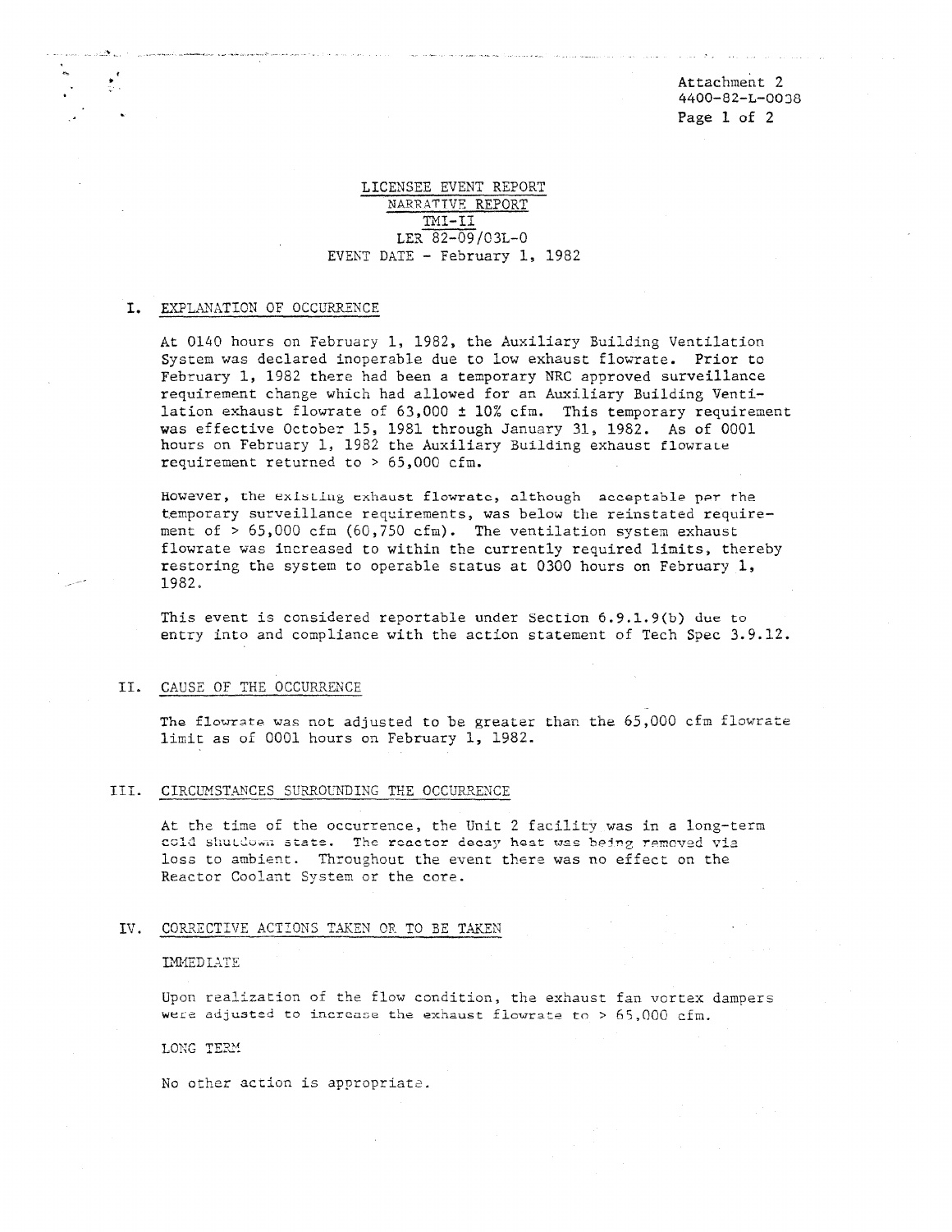Attachment 2
4400-82-L-0038

LICENSEE EVENT REPORT
NARRATIVE REPORT
TMI-II
LER 82-09/03L-0
EVENT DATE - February 1, 1982

## I. EXPLANATION OF OCCURRENCE

At 0140 hours on February 1, 1982, the Auxiliary Building Ventilation System was declared inoperable due to low exhaust flowrate. Prior to February 1, 1982 there had been a temporary NRC approved surveillance requirement change which had allowed for an Auxiliary Building Ventilation exhaust flowrate of 63,000 ± 10% cfm. This temporary requirement was effective October 15, 1981 through January 31, 1982. As of 0001 hours on February 1, 1982 the Auxiliary Building exhaust flowrate requirement returned to > 65,000 cfm.

However, the existing exhaust flowrate, although acceptable per the temporary surveillance requirements, was below the reinstated requirement of > 65,000 cfm (60,750 cfm). The ventilation system exhaust flowrate was increased to within the currently required limits, thereby restoring the system to operable status at 0300 hours on February 1, 1982.

This event is considered reportable under Section 6.9.1.9(b) due to entry into and compliance with the action statement of Tech Spec 3.9.12.

## II. CAUSE OF THE OCCURRENCE

The flowrate was not adjusted to be greater than the 65,000 cfm flowrate limit as of 0001 hours on February 1, 1982.

## III. CIRCUMSTANCES SURROUNDING THE OCCURRENCE

At the time of the occurrence, the Unit 2 facility was in a long-term cold shutdown state. The reactor decay heat was being removed via loss to ambient. Throughout the event there was no effect on the Reactor Coolant System or the core.

## IV. CORRECTIVE ACTIONS TAKEN OR TO BE TAKEN

IMMEDIATE

Upon realization of the flow condition, the exhaust fan vortex dampers were adjusted to increase the exhaust flowrate to > 65,000 cfm.

LONG TERM

No other action is appropriate.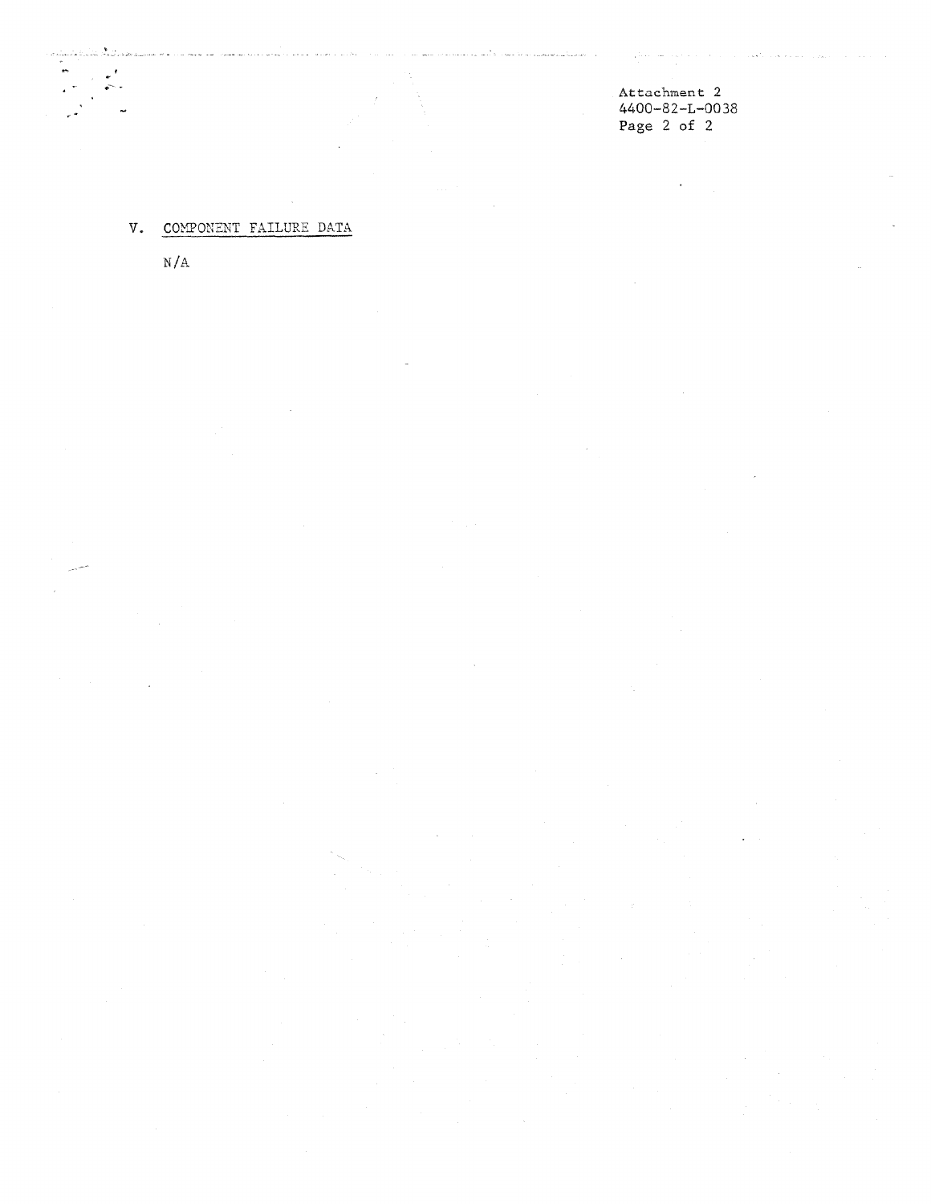Attachment 2
4400-82-L-0038

## V. COMPONENT FAILURE DATA

N/A